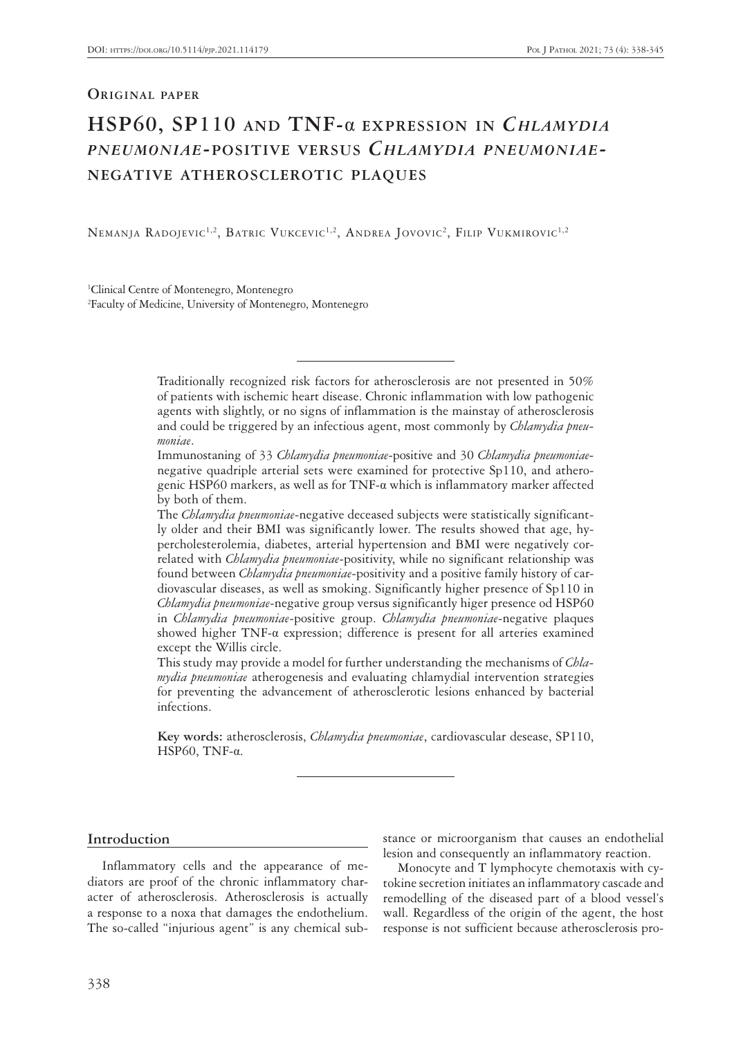**Original paper**

# HSP60, SP110 and TNF-α expression in *Chlamydia pneumoniae*-positive versus *Chlamydia pneumoniae*-negative atherosclerotic plaques

Nemanja Radojevic[1,2], Batric Vukcevic[1,2], Andrea Jovovic[2], Filip Vukmirovic[1,2]

[1]Clinical Centre of Montenegro, Montenegro

[2]Faculty of Medicine, University of Montenegro, Montenegro

Traditionally recognized risk factors for atherosclerosis are not presented in 50% of patients with ischemic heart disease. Chronic inflammation with low pathogenic agents with slightly, or no signs of inflammation is the mainstay of atherosclerosis and could be triggered by an infectious agent, most commonly by *Chlamydia pneumoniae*.

Immunostaning of 33 *Chlamydia pneumoniae*-positive and 30 *Chlamydia pneumoniae*-negative quadriple arterial sets were examined for protective Sp110, and atherogenic HSP60 markers, as well as for TNF-α which is inflammatory marker affected by both of them.

The *Chlamydia pneumoniae*-negative deceased subjects were statistically significantly older and their BMI was significantly lower. The results showed that age, hypercholesterolemia, diabetes, arterial hypertension and BMI were negatively correlated with *Chlamydia pneumoniae*-positivity, while no significant relationship was found between *Chlamydia pneumoniae*-positivity and a positive family history of cardiovascular diseases, as well as smoking. Significantly higher presence of Sp110 in *Chlamydia pneumoniae*-negative group versus significantly higer presence od HSP60 in *Chlamydia pneumoniae*-positive group. *Chlamydia pneumoniae*-negative plaques showed higher TNF-α expression; difference is present for all arteries examined except the Willis circle.

This study may provide a model for further understanding the mechanisms of *Chlamydia pneumoniae* atherogenesis and evaluating chlamydial intervention strategies for preventing the advancement of atherosclerotic lesions enhanced by bacterial infections.

**Key words:** atherosclerosis, *Chlamydia pneumoniae*, cardiovascular desease, SP110, HSP60, TNF-α.

## Introduction

Inflammatory cells and the appearance of mediators are proof of the chronic inflammatory character of atherosclerosis. Atherosclerosis is actually a response to a noxa that damages the endothelium. The so-called "injurious agent" is any chemical substance or microorganism that causes an endothelial lesion and consequently an inflammatory reaction.

Monocyte and T lymphocyte chemotaxis with cytokine secretion initiates an inflammatory cascade and remodelling of the diseased part of a blood vessel's wall. Regardless of the origin of the agent, the host response is not sufficient because atherosclerosis pro-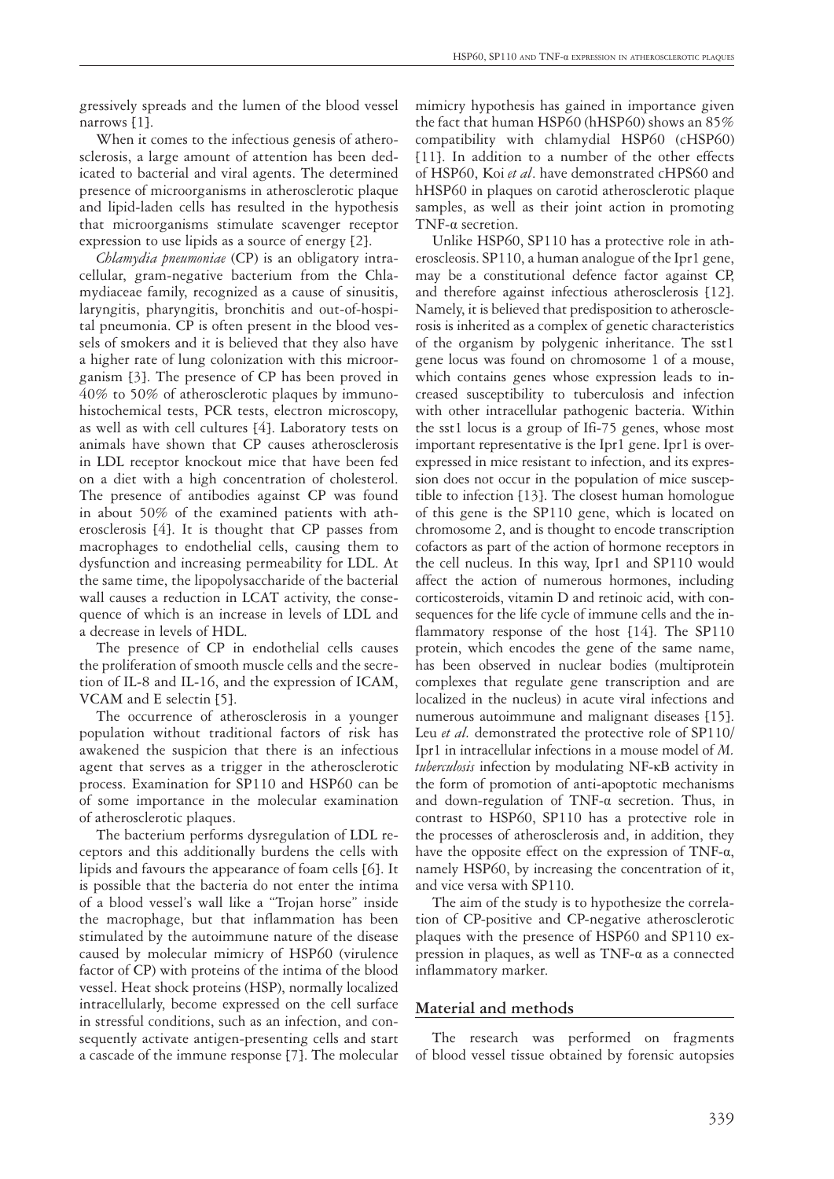gressively spreads and the lumen of the blood vessel narrows [1].

When it comes to the infectious genesis of atherosclerosis, a large amount of attention has been dedicated to bacterial and viral agents. The determined presence of microorganisms in atherosclerotic plaque and lipid-laden cells has resulted in the hypothesis that microorganisms stimulate scavenger receptor expression to use lipids as a source of energy [2].

*Chlamydia pneumoniae* (CP) is an obligatory intracellular, gram-negative bacterium from the Chlamydiaceae family, recognized as a cause of sinusitis, laryngitis, pharyngitis, bronchitis and out-of-hospital pneumonia. CP is often present in the blood vessels of smokers and it is believed that they also have a higher rate of lung colonization with this microorganism [3]. The presence of CP has been proved in 40% to 50% of atherosclerotic plaques by immunohistochemical tests, PCR tests, electron microscopy, as well as with cell cultures [4]. Laboratory tests on animals have shown that CP causes atherosclerosis in LDL receptor knockout mice that have been fed on a diet with a high concentration of cholesterol. The presence of antibodies against CP was found in about 50% of the examined patients with atherosclerosis [4]. It is thought that CP passes from macrophages to endothelial cells, causing them to dysfunction and increasing permeability for LDL. At the same time, the lipopolysaccharide of the bacterial wall causes a reduction in LCAT activity, the consequence of which is an increase in levels of LDL and a decrease in levels of HDL.

The presence of CP in endothelial cells causes the proliferation of smooth muscle cells and the secretion of IL-8 and IL-16, and the expression of ICAM, VCAM and E selectin [5].

The occurrence of atherosclerosis in a younger population without traditional factors of risk has awakened the suspicion that there is an infectious agent that serves as a trigger in the atherosclerotic process. Examination for SP110 and HSP60 can be of some importance in the molecular examination of atherosclerotic plaques.

The bacterium performs dysregulation of LDL receptors and this additionally burdens the cells with lipids and favours the appearance of foam cells [6]. It is possible that the bacteria do not enter the intima of a blood vessel's wall like a "Trojan horse" inside the macrophage, but that inflammation has been stimulated by the autoimmune nature of the disease caused by molecular mimicry of HSP60 (virulence factor of CP) with proteins of the intima of the blood vessel. Heat shock proteins (HSP), normally localized intracellularly, become expressed on the cell surface in stressful conditions, such as an infection, and consequently activate antigen-presenting cells and start a cascade of the immune response [7]. The molecular mimicry hypothesis has gained in importance given the fact that human HSP60 (hHSP60) shows an 85% compatibility with chlamydial HSP60 (cHSP60) [11]. In addition to a number of the other effects of HSP60, Koi *et al*. have demonstrated cHPS60 and hHSP60 in plaques on carotid atherosclerotic plaque samples, as well as their joint action in promoting TNF-α secretion.

Unlike HSP60, SP110 has a protective role in atheroscleosis. SP110, a human analogue of the Ipr1 gene, may be a constitutional defence factor against CP, and therefore against infectious atherosclerosis [12]. Namely, it is believed that predisposition to atherosclerosis is inherited as a complex of genetic characteristics of the organism by polygenic inheritance. The sst1 gene locus was found on chromosome 1 of a mouse, which contains genes whose expression leads to increased susceptibility to tuberculosis and infection with other intracellular pathogenic bacteria. Within the sst1 locus is a group of Ifi-75 genes, whose most important representative is the Ipr1 gene. Ipr1 is overexpressed in mice resistant to infection, and its expression does not occur in the population of mice susceptible to infection [13]. The closest human homologue of this gene is the SP110 gene, which is located on chromosome 2, and is thought to encode transcription cofactors as part of the action of hormone receptors in the cell nucleus. In this way, Ipr1 and SP110 would affect the action of numerous hormones, including corticosteroids, vitamin D and retinoic acid, with consequences for the life cycle of immune cells and the inflammatory response of the host [14]. The SP110 protein, which encodes the gene of the same name, has been observed in nuclear bodies (multiprotein complexes that regulate gene transcription and are localized in the nucleus) in acute viral infections and numerous autoimmune and malignant diseases [15]. Leu *et al.* demonstrated the protective role of SP110/Ipr1 in intracellular infections in a mouse model of *M. tuberculosis* infection by modulating NF-κB activity in the form of promotion of anti-apoptotic mechanisms and down-regulation of TNF-α secretion. Thus, in contrast to HSP60, SP110 has a protective role in the processes of atherosclerosis and, in addition, they have the opposite effect on the expression of TNF-α, namely HSP60, by increasing the concentration of it, and vice versa with SP110.

The aim of the study is to hypothesize the correlation of CP-positive and CP-negative atherosclerotic plaques with the presence of HSP60 and SP110 expression in plaques, as well as TNF-α as a connected inflammatory marker.

## Material and methods

The research was performed on fragments of blood vessel tissue obtained by forensic autopsies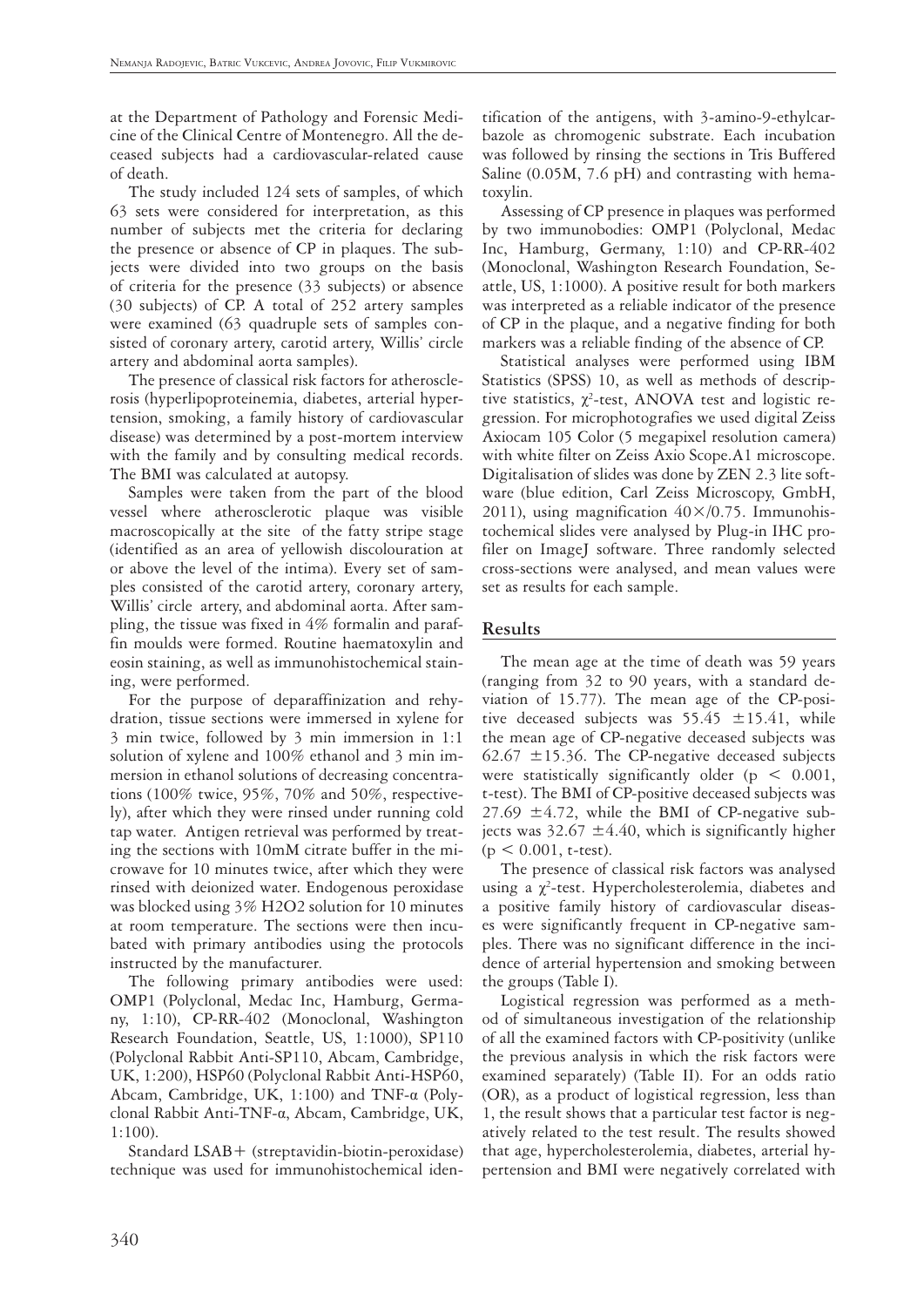at the Department of Pathology and Forensic Medicine of the Clinical Centre of Montenegro. All the deceased subjects had a cardiovascular-related cause of death.

The study included 124 sets of samples, of which 63 sets were considered for interpretation, as this number of subjects met the criteria for declaring the presence or absence of CP in plaques. The subjects were divided into two groups on the basis of criteria for the presence (33 subjects) or absence (30 subjects) of CP. A total of 252 artery samples were examined (63 quadruple sets of samples consisted of coronary artery, carotid artery, Willis' circle artery and abdominal aorta samples).

The presence of classical risk factors for atherosclerosis (hyperlipoproteinemia, diabetes, arterial hypertension, smoking, a family history of cardiovascular disease) was determined by a post-mortem interview with the family and by consulting medical records. The BMI was calculated at autopsy.

Samples were taken from the part of the blood vessel where atherosclerotic plaque was visible macroscopically at the site of the fatty stripe stage (identified as an area of yellowish discolouration at or above the level of the intima). Every set of samples consisted of the carotid artery, coronary artery, Willis' circle artery, and abdominal aorta. After sampling, the tissue was fixed in 4% formalin and paraffin moulds were formed. Routine haematoxylin and eosin staining, as well as immunohistochemical staining, were performed.

For the purpose of deparaffinization and rehydration, tissue sections were immersed in xylene for 3 min twice, followed by 3 min immersion in 1:1 solution of xylene and 100% ethanol and 3 min immersion in ethanol solutions of decreasing concentrations (100% twice, 95%, 70% and 50%, respectively), after which they were rinsed under running cold tap water. Antigen retrieval was performed by treating the sections with 10mM citrate buffer in the microwave for 10 minutes twice, after which they were rinsed with deionized water. Endogenous peroxidase was blocked using 3% $H_2O_2$ solution for 10 minutes at room temperature. The sections were then incubated with primary antibodies using the protocols instructed by the manufacturer.

The following primary antibodies were used: OMP1 (Polyclonal, Medac Inc, Hamburg, Germany, 1:10), CP-RR-402 (Monoclonal, Washington Research Foundation, Seattle, US, 1:1000), SP110 (Polyclonal Rabbit Anti-SP110, Abcam, Cambridge, UK, 1:200), HSP60 (Polyclonal Rabbit Anti-HSP60, Abcam, Cambridge, UK, 1:100) and TNF-α (Polyclonal Rabbit Anti-TNF-α, Abcam, Cambridge, UK, 1:100).

Standard LSAB+ (streptavidin-biotin-peroxidase) technique was used for immunohistochemical identification of the antigens, with 3-amino-9-ethylcarbazole as chromogenic substrate. Each incubation was followed by rinsing the sections in Tris Buffered Saline (0.05M, 7.6 pH) and contrasting with hematoxylin.

Assessing of CP presence in plaques was performed by two immunobodies: OMP1 (Polyclonal, Medac Inc, Hamburg, Germany, 1:10) and CP-RR-402 (Monoclonal, Washington Research Foundation, Seattle, US, 1:1000). A positive result for both markers was interpreted as a reliable indicator of the presence of CP in the plaque, and a negative finding for both markers was a reliable finding of the absence of CP.

Statistical analyses were performed using IBM Statistics (SPSS) 10, as well as methods of descriptive statistics, $\chi^2$-test, ANOVA test and logistic regression. For microphotografies we used digital Zeiss Axiocam 105 Color (5 megapixel resolution camera) with white filter on Zeiss Axio Scope.A1 microscope. Digitalisation of slides was done by ZEN 2.3 lite software (blue edition, Carl Zeiss Microscopy, GmbH, 2011), using magnification 40×/0.75. Immunohistochemical slides vere analysed by Plug-in IHC profiler on ImageJ software. Three randomly selected cross-sections were analysed, and mean values were set as results for each sample.

## Results

The mean age at the time of death was 59 years (ranging from 32 to 90 years, with a standard deviation of 15.77). The mean age of the CP-positive deceased subjects was 55.45 ±15.41, while the mean age of CP-negative deceased subjects was 62.67 ±15.36. The CP-negative deceased subjects were statistically significantly older ($p < 0.001$, t-test). The BMI of CP-positive deceased subjects was 27.69 ±4.72, while the BMI of CP-negative subjects was 32.67 ±4.40, which is significantly higher ($p < 0.001$, t-test).

The presence of classical risk factors was analysed using a $\chi^2$-test. Hypercholesterolemia, diabetes and a positive family history of cardiovascular diseases were significantly frequent in CP-negative samples. There was no significant difference in the incidence of arterial hypertension and smoking between the groups (Table I).

Logistical regression was performed as a method of simultaneous investigation of the relationship of all the examined factors with CP-positivity (unlike the previous analysis in which the risk factors were examined separately) (Table II). For an odds ratio (OR), as a product of logistical regression, less than 1, the result shows that a particular test factor is negatively related to the test result. The results showed that age, hypercholesterolemia, diabetes, arterial hypertension and BMI were negatively correlated with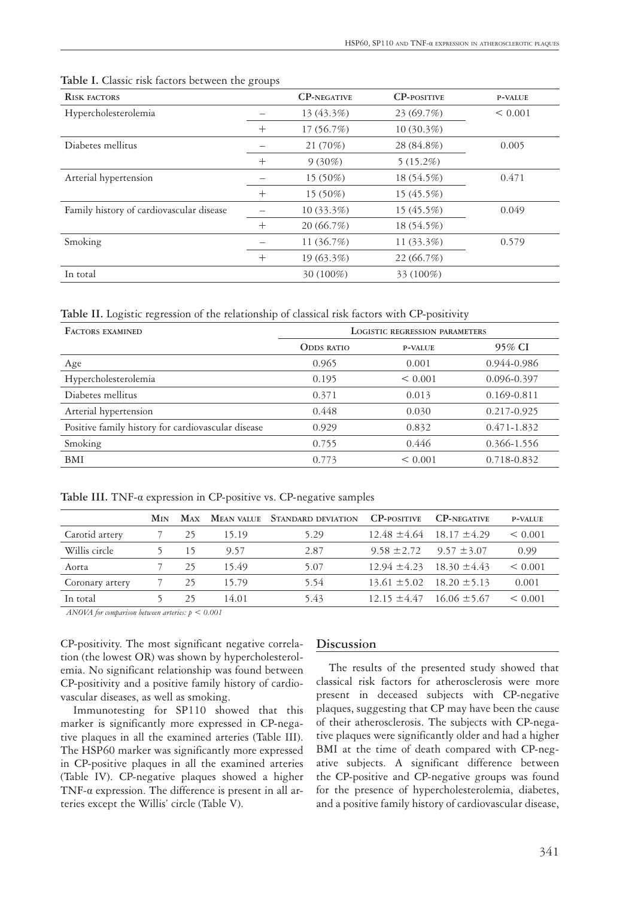**Table I.** Classic risk factors between the groups

| Risk factors | | CP-negative | CP-positive | p-value |
|---|---|---|---|---|
| Hypercholesterolemia | – | 13 (43.3%) | 23 (69.7%) | < 0.001 |
| | + | 17 (56.7%) | 10 (30.3%) | |
| Diabetes mellitus | – | 21 (70%) | 28 (84.8%) | 0.005 |
| | + | 9 (30%) | 5 (15.2%) | |
| Arterial hypertension | – | 15 (50%) | 18 (54.5%) | 0.471 |
| | + | 15 (50%) | 15 (45.5%) | |
| Family history of cardiovascular disease | – | 10 (33.3%) | 15 (45.5%) | 0.049 |
| | + | 20 (66.7%) | 18 (54.5%) | |
| Smoking | – | 11 (36.7%) | 11 (33.3%) | 0.579 |
| | + | 19 (63.3%) | 22 (66.7%) | |
| In total | | 30 (100%) | 33 (100%) | |

**Table II.** Logistic regression of the relationship of classical risk factors with CP-positivity

| Factors examined | Logistic regression parameters | | |
|---|---|---|---|
| | Odds ratio | p-value | 95% CI |
| Age | 0.965 | 0.001 | 0.944-0.986 |
| Hypercholesterolemia | 0.195 | < 0.001 | 0.096-0.397 |
| Diabetes mellitus | 0.371 | 0.013 | 0.169-0.811 |
| Arterial hypertension | 0.448 | 0.030 | 0.217-0.925 |
| Positive family history for cardiovascular disease | 0.929 | 0.832 | 0.471-1.832 |
| Smoking | 0.755 | 0.446 | 0.366-1.556 |
| BMI | 0.773 | < 0.001 | 0.718-0.832 |

**Table III.** TNF-α expression in CP-positive vs. CP-negative samples

| | Min | Max | Mean value | Standard deviation | CP-positive | CP-negative | p-value |
|---|---|---|---|---|---|---|---|
| Carotid artery | 7 | 25 | 15.19 | 5.29 | 12.48 ±4.64 | 18.17 ±4.29 | < 0.001 |
| Willis circle | 5 | 15 | 9.57 | 2.87 | 9.58 ±2.72 | 9.57 ±3.07 | 0.99 |
| Aorta | 7 | 25 | 15.49 | 5.07 | 12.94 ±4.23 | 18.30 ±4.43 | < 0.001 |
| Coronary artery | 7 | 25 | 15.79 | 5.54 | 13.61 ±5.02 | 18.20 ±5.13 | 0.001 |
| In total | 5 | 25 | 14.01 | 5.43 | 12.15 ±4.47 | 16.06 ±5.67 | < 0.001 |

*ANOVA for comparison between arteries: $p < 0.001$*

CP-positivity. The most significant negative correlation (the lowest OR) was shown by hypercholesterolemia. No significant relationship was found between CP-positivity and a positive family history of cardiovascular diseases, as well as smoking.

Immunotesting for SP110 showed that this marker is significantly more expressed in CP-negative plaques in all the examined arteries (Table III). The HSP60 marker was significantly more expressed in CP-positive plaques in all the examined arteries (Table IV). CP-negative plaques showed a higher TNF-α expression. The difference is present in all arteries except the Willis' circle (Table V).

## Discussion

The results of the presented study showed that classical risk factors for atherosclerosis were more present in deceased subjects with CP-negative plaques, suggesting that CP may have been the cause of their atherosclerosis. The subjects with CP-negative plaques were significantly older and had a higher BMI at the time of death compared with CP-negative subjects. A significant difference between the CP-positive and CP-negative groups was found for the presence of hypercholesterolemia, diabetes, and a positive family history of cardiovascular disease,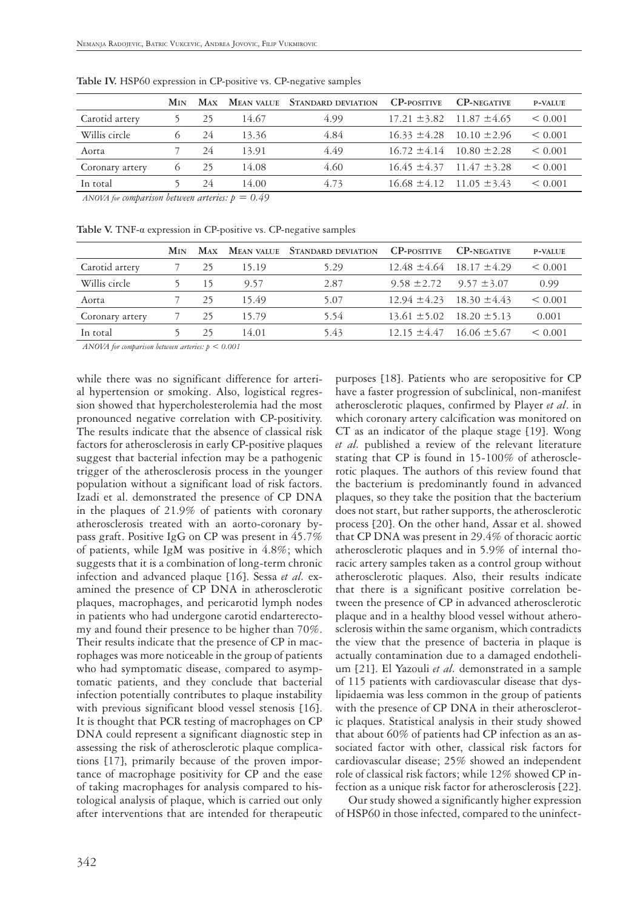**Table IV.** HSP60 expression in CP-positive vs. CP-negative samples

| | Min | Max | Mean value | Standard deviation | CP-positive | CP-negative | p-value |
|---|---|---|---|---|---|---|---|
| Carotid artery | 5 | 25 | 14.67 | 4.99 | 17.21 ±3.82 | 11.87 ±4.65 | < 0.001 |
| Willis circle | 6 | 24 | 13.36 | 4.84 | 16.33 ±4.28 | 10.10 ±2.96 | < 0.001 |
| Aorta | 7 | 24 | 13.91 | 4.49 | 16.72 ±4.14 | 10.80 ±2.28 | < 0.001 |
| Coronary artery | 6 | 25 | 14.08 | 4.60 | 16.45 ±4.37 | 11.47 ±3.28 | < 0.001 |
| In total | 5 | 24 | 14.00 | 4.73 | 16.68 ±4.12 | 11.05 ±3.43 | < 0.001 |

*ANOVA for comparison between arteries: $p = 0.49$*

**Table V.** TNF-α expression in CP-positive vs. CP-negative samples

| | Min | Max | Mean value | Standard deviation | CP-positive | CP-negative | p-value |
|---|---|---|---|---|---|---|---|
| Carotid artery | 7 | 25 | 15.19 | 5.29 | 12.48 ±4.64 | 18.17 ±4.29 | < 0.001 |
| Willis circle | 5 | 15 | 9.57 | 2.87 | 9.58 ±2.72 | 9.57 ±3.07 | 0.99 |
| Aorta | 7 | 25 | 15.49 | 5.07 | 12.94 ±4.23 | 18.30 ±4.43 | < 0.001 |
| Coronary artery | 7 | 25 | 15.79 | 5.54 | 13.61 ±5.02 | 18.20 ±5.13 | 0.001 |
| In total | 5 | 25 | 14.01 | 5.43 | 12.15 ±4.47 | 16.06 ±5.67 | < 0.001 |

*ANOVA for comparison between arteries: $p < 0.001$*

while there was no significant difference for arterial hypertension or smoking. Also, logistical regression showed that hypercholesterolemia had the most pronounced negative correlation with CP-positivity. The results indicate that the absence of classical risk factors for atherosclerosis in early CP-positive plaques suggest that bacterial infection may be a pathogenic trigger of the atherosclerosis process in the younger population without a significant load of risk factors. Izadi et al. demonstrated the presence of CP DNA in the plaques of 21.9% of patients with coronary atherosclerosis treated with an aorto-coronary bypass graft. Positive IgG on CP was present in 45.7% of patients, while IgM was positive in 4.8%; which suggests that it is a combination of long-term chronic infection and advanced plaque [16]. Sessa *et al.* examined the presence of CP DNA in atherosclerotic plaques, macrophages, and pericarotid lymph nodes in patients who had undergone carotid endarterectomy and found their presence to be higher than 70%. Their results indicate that the presence of CP in macrophages was more noticeable in the group of patients who had symptomatic disease, compared to asymptomatic patients, and they conclude that bacterial infection potentially contributes to plaque instability with previous significant blood vessel stenosis [16]. It is thought that PCR testing of macrophages on CP DNA could represent a significant diagnostic step in assessing the risk of atherosclerotic plaque complications [17], primarily because of the proven importance of macrophage positivity for CP and the ease of taking macrophages for analysis compared to histological analysis of plaque, which is carried out only after interventions that are intended for therapeutic purposes [18]. Patients who are seropositive for CP have a faster progression of subclinical, non-manifest atherosclerotic plaques, confirmed by Player *et al*. in which coronary artery calcification was monitored on CT as an indicator of the plaque stage [19]. Wong *et al.* published a review of the relevant literature stating that CP is found in 15-100% of atherosclerotic plaques. The authors of this review found that the bacterium is predominantly found in advanced plaques, so they take the position that the bacterium does not start, but rather supports, the atherosclerotic process [20]. On the other hand, Assar et al. showed that CP DNA was present in 29.4% of thoracic aortic atherosclerotic plaques and in 5.9% of internal thoracic artery samples taken as a control group without atherosclerotic plaques. Also, their results indicate that there is a significant positive correlation between the presence of CP in advanced atherosclerotic plaque and in a healthy blood vessel without atherosclerosis within the same organism, which contradicts the view that the presence of bacteria in plaque is actually contamination due to a damaged endothelium [21]. El Yazouli *et al.* demonstrated in a sample of 115 patients with cardiovascular disease that dyslipidaemia was less common in the group of patients with the presence of CP DNA in their atherosclerotic plaques. Statistical analysis in their study showed that about 60% of patients had CP infection as an associated factor with other, classical risk factors for cardiovascular disease; 25% showed an independent role of classical risk factors; while 12% showed CP infection as a unique risk factor for atherosclerosis [22].

Our study showed a significantly higher expression of HSP60 in those infected, compared to the uninfect-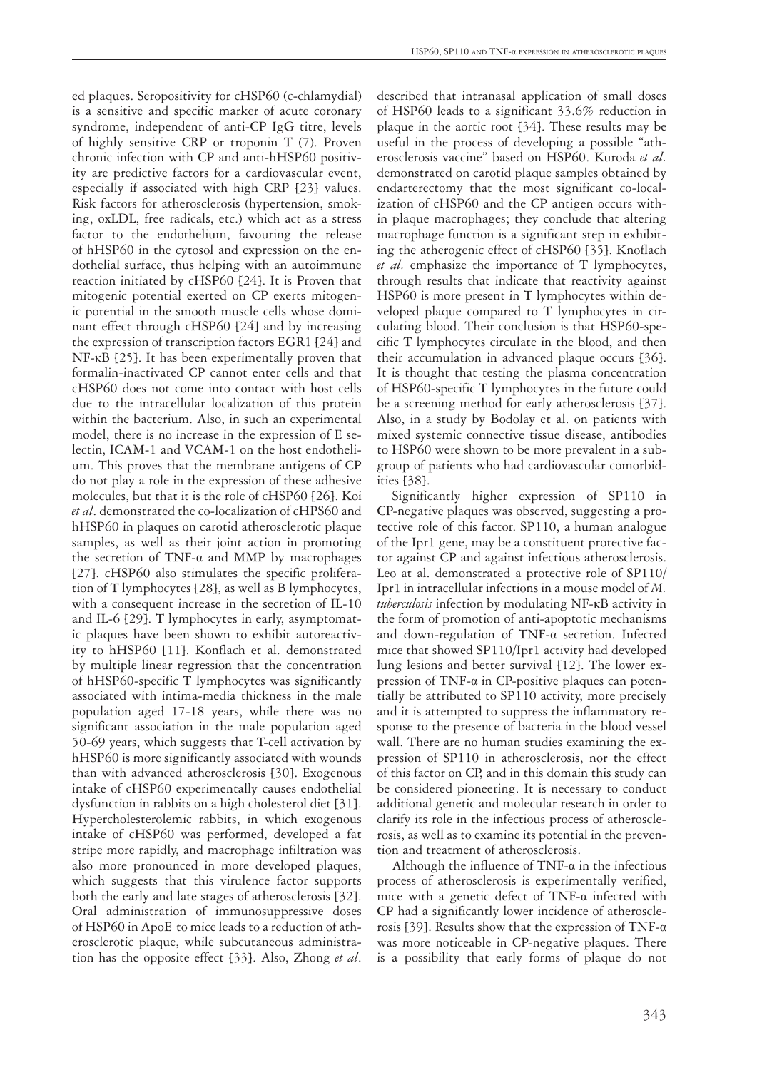ed plaques. Seropositivity for cHSP60 (c-chlamydial) is a sensitive and specific marker of acute coronary syndrome, independent of anti-CP IgG titre, levels of highly sensitive CRP or troponin T (7). Proven chronic infection with CP and anti-hHSP60 positivity are predictive factors for a cardiovascular event, especially if associated with high CRP [23] values. Risk factors for atherosclerosis (hypertension, smoking, oxLDL, free radicals, etc.) which act as a stress factor to the endothelium, favouring the release of hHSP60 in the cytosol and expression on the endothelial surface, thus helping with an autoimmune reaction initiated by cHSP60 [24]. It is Proven that mitogenic potential exerted on CP exerts mitogenic potential in the smooth muscle cells whose dominant effect through cHSP60 [24] and by increasing the expression of transcription factors EGR1 [24] and NF-κB [25]. It has been experimentally proven that formalin-inactivated CP cannot enter cells and that cHSP60 does not come into contact with host cells due to the intracellular localization of this protein within the bacterium. Also, in such an experimental model, there is no increase in the expression of E selectin, ICAM-1 and VCAM-1 on the host endothelium. This proves that the membrane antigens of CP do not play a role in the expression of these adhesive molecules, but that it is the role of cHSP60 [26]. Koi *et al*. demonstrated the co-localization of cHPS60 and hHSP60 in plaques on carotid atherosclerotic plaque samples, as well as their joint action in promoting the secretion of TNF-α and MMP by macrophages [27]. cHSP60 also stimulates the specific proliferation of T lymphocytes [28], as well as B lymphocytes, with a consequent increase in the secretion of IL-10 and IL-6 [29]. T lymphocytes in early, asymptomatic plaques have been shown to exhibit autoreactivity to hHSP60 [11]. Konflach et al. demonstrated by multiple linear regression that the concentration of hHSP60-specific T lymphocytes was significantly associated with intima-media thickness in the male population aged 17-18 years, while there was no significant association in the male population aged 50-69 years, which suggests that T-cell activation by hHSP60 is more significantly associated with wounds than with advanced atherosclerosis [30]. Exogenous intake of cHSP60 experimentally causes endothelial dysfunction in rabbits on a high cholesterol diet [31]. Hypercholesterolemic rabbits, in which exogenous intake of cHSP60 was performed, developed a fat stripe more rapidly, and macrophage infiltration was also more pronounced in more developed plaques, which suggests that this virulence factor supports both the early and late stages of atherosclerosis [32]. Oral administration of immunosuppressive doses of HSP60 in ApoE to mice leads to a reduction of atherosclerotic plaque, while subcutaneous administration has the opposite effect [33]. Also, Zhong *et al*. described that intranasal application of small doses of HSP60 leads to a significant 33.6% reduction in plaque in the aortic root [34]. These results may be useful in the process of developing a possible "atherosclerosis vaccine" based on HSP60. Kuroda *et al.* demonstrated on carotid plaque samples obtained by endarterectomy that the most significant co-localization of cHSP60 and the CP antigen occurs within plaque macrophages; they conclude that altering macrophage function is a significant step in exhibiting the atherogenic effect of cHSP60 [35]. Knoflach *et al*. emphasize the importance of T lymphocytes, through results that indicate that reactivity against HSP60 is more present in T lymphocytes within developed plaque compared to T lymphocytes in circulating blood. Their conclusion is that HSP60-specific T lymphocytes circulate in the blood, and then their accumulation in advanced plaque occurs [36]. It is thought that testing the plasma concentration of HSP60-specific T lymphocytes in the future could be a screening method for early atherosclerosis [37]. Also, in a study by Bodolay et al. on patients with mixed systemic connective tissue disease, antibodies to HSP60 were shown to be more prevalent in a subgroup of patients who had cardiovascular comorbidities [38].

Significantly higher expression of SP110 in CP-negative plaques was observed, suggesting a protective role of this factor. SP110, a human analogue of the Ipr1 gene, may be a constituent protective factor against CP and against infectious atherosclerosis. Leo at al. demonstrated a protective role of SP110/Ipr1 in intracellular infections in a mouse model of *M. tuberculosis* infection by modulating NF-κB activity in the form of promotion of anti-apoptotic mechanisms and down-regulation of TNF-α secretion. Infected mice that showed SP110/Ipr1 activity had developed lung lesions and better survival [12]. The lower expression of TNF-α in CP-positive plaques can potentially be attributed to SP110 activity, more precisely and it is attempted to suppress the inflammatory response to the presence of bacteria in the blood vessel wall. There are no human studies examining the expression of SP110 in atherosclerosis, nor the effect of this factor on CP, and in this domain this study can be considered pioneering. It is necessary to conduct additional genetic and molecular research in order to clarify its role in the infectious process of atherosclerosis, as well as to examine its potential in the prevention and treatment of atherosclerosis.

Although the influence of TNF-α in the infectious process of atherosclerosis is experimentally verified, mice with a genetic defect of TNF-α infected with CP had a significantly lower incidence of atherosclerosis [39]. Results show that the expression of TNF-α was more noticeable in CP-negative plaques. There is a possibility that early forms of plaque do not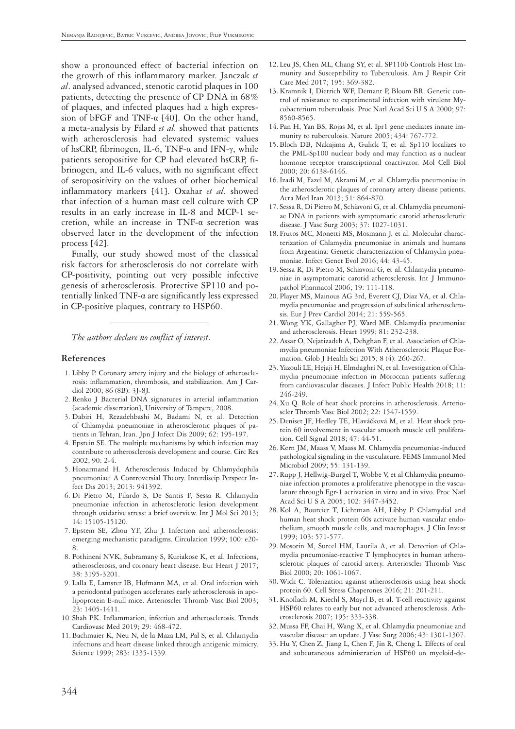show a pronounced effect of bacterial infection on the growth of this inflammatory marker. Janczak *et al*. analysed advanced, stenotic carotid plaques in 100 patients, detecting the presence of CP DNA in 68% of plaques, and infected plaques had a high expression of bFGF and TNF-α [40]. On the other hand, a meta-analysis by Filard *et al.* showed that patients with atherosclerosis had elevated systemic values of hsCRP, fibrinogen, IL-6, TNF-α and IFN-γ, while patients seropositive for CP had elevated hsCRP, fibrinogen, and IL-6 values, with no significant effect of seropositivity on the values of other biochemical inflammatory markers [41]. Oxahar *et al.* showed that infection of a human mast cell culture with CP results in an early increase in IL-8 and MCP-1 secretion, while an increase in TNF-α secretion was observed later in the development of the infection process [42].

Finally, our study showed most of the classical risk factors for atherosclerosis do not correlate with CP-positivity, pointing out very possible infective genesis of atherosclerosis. Protective SP110 and potentially linked TNF-α are significantly less expressed in CP-positive plaques, contrary to HSP60.

*The authors declare no conflict of interest.*

## References

1. Libby P. Coronary artery injury and the biology of atherosclerosis: inflammation, thrombosis, and stabilization. Am J Cardiol 2000; 86 (8B): 3J-8J.
2. Renko J Bacterial DNA signatures in arterial inflammation [academic dissertation], University of Tampere, 2008.
3. Dabiri H, Rezadehbashi M, Badami N, et al. Detection of Chlamydia pneumoniae in atherosclerotic plaques of patients in Tehran, Iran. Jpn J Infect Dis 2009; 62: 195-197.
4. Epstein SE. The multiple mechanisms by which infection may contribute to atherosclerosis development and course. Circ Res 2002; 90: 2-4.
5. Honarmand H. Atherosclerosis Induced by Chlamydophila pneumoniae: A Controversial Theory. Interdiscip Perspect Infect Dis 2013; 2013: 941392.
6. Di Pietro M, Filardo S, De Santis F, Sessa R. Chlamydia pneumoniae infection in atherosclerotic lesion development through oxidative stress: a brief overview. Int J Mol Sci 2013; 14: 15105-15120.
7. Epstein SE, Zhou YF, Zhu J. Infection and atherosclerosis: emerging mechanistic paradigms. Circulation 1999; 100: e20-8.
8. Pothineni NVK, Subramany S, Kuriakose K, et al. Infections, atherosclerosis, and coronary heart disease. Eur Heart J 2017; 38: 3195-3201.
9. Lalla E, Lamster IB, Hofmann MA, et al. Oral infection with a periodontal pathogen accelerates early atherosclerosis in apolipoprotein E-null mice. Arterioscler Thromb Vasc Biol 2003; 23: 1405-1411.
10. Shah PK. Inflammation, infection and atherosclerosis. Trends Cardiovasc Med 2019; 29: 468-472.
11. Bachmaier K, Neu N, de la Maza LM, Pal S, et al. Chlamydia infections and heart disease linked through antigenic mimicry. Science 1999; 283: 1335-1339.
12. Leu JS, Chen ML, Chang SY, et al. SP110b Controls Host Immunity and Susceptibility to Tuberculosis. Am J Respir Crit Care Med 2017; 195: 369-382.
13. Kramnik I, Dietrich WF, Demant P, Bloom BR. Genetic control of resistance to experimental infection with virulent Mycobacterium tuberculosis. Proc Natl Acad Sci U S A 2000; 97: 8560-8565.
14. Pan H, Yan BS, Rojas M, et al. Ipr1 gene mediates innate immunity to tuberculosis. Nature 2005; 434: 767-772.
15. Bloch DB, Nakajima A, Gulick T, et al. Sp110 localizes to the PML-Sp100 nuclear body and may function as a nuclear hormone receptor transcriptional coactivator. Mol Cell Biol 2000; 20: 6138-6146.
16. Izadi M, Fazel M, Akrami M, et al. Chlamydia pneumoniae in the atherosclerotic plaques of coronary artery disease patients. Acta Med Iran 2013; 51: 864-870.
17. Sessa R, Di Pietro M, Schiavoni G, et al. Chlamydia pneumoniae DNA in patients with symptomatic carotid atherosclerotic disease. J Vasc Surg 2003; 37: 1027-1031.
18. Frutos MC, Monetti MS, Mosmann J, et al. Molecular characterization of Chlamydia pneumoniae in animals and humans from Argentina: Genetic characterization of Chlamydia pneumoniae. Infect Genet Evol 2016; 44: 43-45.
19. Sessa R, Di Pietro M, Schiavoni G, et al. Chlamydia pneumoniae in asymptomatic carotid atherosclerosis. Int J Immunopathol Pharmacol 2006; 19: 111-118.
20. Player MS, Mainous AG 3rd, Everett CJ, Diaz VA, et al. Chlamydia pneumoniae and progression of subclinical atherosclerosis. Eur J Prev Cardiol 2014; 21: 559-565.
21. Wong YK, Gallagher PJ, Ward ME. Chlamydia pneumoniae and atherosclerosis. Heart 1999; 81: 232-238.
22. Assar O, Nejatizadeh A, Dehghan F, et al. Association of Chlamydia pneumoniae Infection With Atherosclerotic Plaque Formation. Glob J Health Sci 2015; 8 (4): 260-267.
23. Yazouli LE, Hejaji H, Elmdaghri N, et al. Investigation of Chlamydia pneumoniae infection in Moroccan patients suffering from cardiovascular diseases. J Infect Public Health 2018; 11: 246-249.
24. Xu Q. Role of heat shock proteins in atherosclerosis. Arterioscler Thromb Vasc Biol 2002; 22: 1547-1559.
25. Deniset JF, Hedley TE, Hlaváčková M, et al. Heat shock protein 60 involvement in vascular smooth muscle cell proliferation. Cell Signal 2018; 47: 44-51.
26. Kern JM, Maass V, Maass M. Chlamydia pneumoniae-induced pathological signaling in the vasculature. FEMS Immunol Med Microbiol 2009; 55: 131-139.
27. Rupp J, Hellwig-Burgel T, Wobbe V, et al Chlamydia pneumoniae infection promotes a proliferative phenotype in the vasculature through Egr-1 activation in vitro and in vivo. Proc Natl Acad Sci U S A 2005; 102: 3447-3452.
28. Kol A, Bourcier T, Lichtman AH, Libby P. Chlamydial and human heat shock protein 60s activate human vascular endothelium, smooth muscle cells, and macrophages. J Clin Invest 1999; 103: 571-577.
29. Mosorin M, Surcel HM, Laurila A, et al. Detection of Chlamydia pneumoniae-reactive T lymphocytes in human atherosclerotic plaques of carotid artery. Arterioscler Thromb Vasc Biol 2000; 20: 1061-1067.
30. Wick C. Tolerization against atherosclerosis using heat shock protein 60. Cell Stress Chaperones 2016; 21: 201-211.
31. Knoflach M, Kiechl S, Mayrl B, et al. T-cell reactivity against HSP60 relates to early but not advanced atherosclerosis. Atherosclerosis 2007; 195: 333-338.
32. Mussa FF, Chai H, Wang X, et al. Chlamydia pneumoniae and vascular disease: an update. J Vasc Surg 2006; 43: 1301-1307.
33. Hu Y, Chen Z, Jiang L, Chen F, Jin R, Cheng L. Effects of oral and subcutaneous administration of HSP60 on myeloid-de-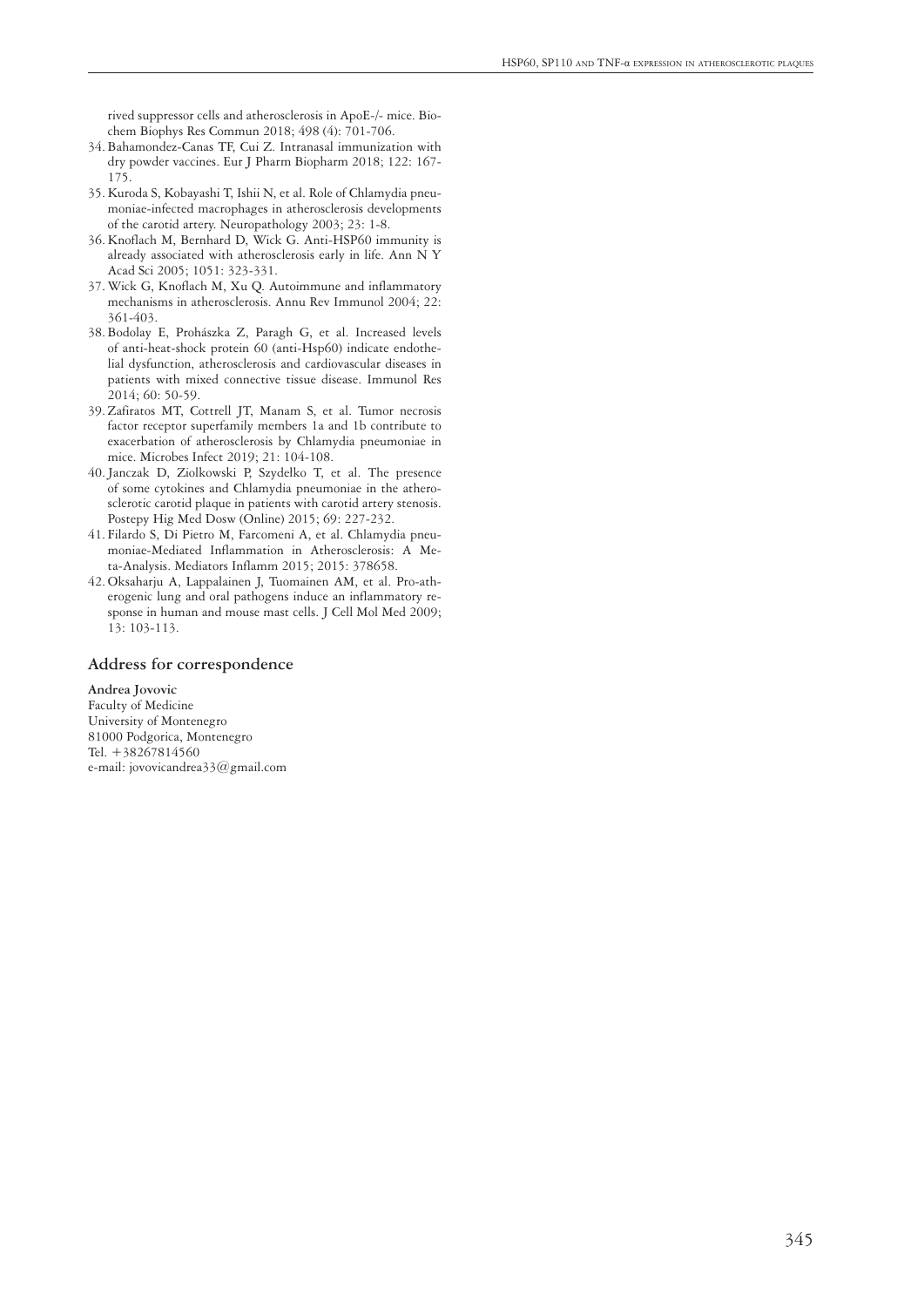rived suppressor cells and atherosclerosis in ApoE-/- mice. Biochem Biophys Res Commun 2018; 498 (4): 701-706.

34. Bahamondez-Canas TF, Cui Z. Intranasal immunization with dry powder vaccines. Eur J Pharm Biopharm 2018; 122: 167-175.
35. Kuroda S, Kobayashi T, Ishii N, et al. Role of Chlamydia pneumoniae-infected macrophages in atherosclerosis developments of the carotid artery. Neuropathology 2003; 23: 1-8.
36. Knoflach M, Bernhard D, Wick G. Anti-HSP60 immunity is already associated with atherosclerosis early in life. Ann N Y Acad Sci 2005; 1051: 323-331.
37. Wick G, Knoflach M, Xu Q. Autoimmune and inflammatory mechanisms in atherosclerosis. Annu Rev Immunol 2004; 22: 361-403.
38. Bodolay E, Prohászka Z, Paragh G, et al. Increased levels of anti-heat-shock protein 60 (anti-Hsp60) indicate endothelial dysfunction, atherosclerosis and cardiovascular diseases in patients with mixed connective tissue disease. Immunol Res 2014; 60: 50-59.
39. Zafiratos MT, Cottrell JT, Manam S, et al. Tumor necrosis factor receptor superfamily members 1a and 1b contribute to exacerbation of atherosclerosis by Chlamydia pneumoniae in mice. Microbes Infect 2019; 21: 104-108.
40. Janczak D, Ziolkowski P, Szydełko T, et al. The presence of some cytokines and Chlamydia pneumoniae in the atherosclerotic carotid plaque in patients with carotid artery stenosis. Postepy Hig Med Dosw (Online) 2015; 69: 227-232.
41. Filardo S, Di Pietro M, Farcomeni A, et al. Chlamydia pneumoniae-Mediated Inflammation in Atherosclerosis: A Meta-Analysis. Mediators Inflamm 2015; 2015: 378658.
42. Oksaharju A, Lappalainen J, Tuomainen AM, et al. Pro-atherogenic lung and oral pathogens induce an inflammatory response in human and mouse mast cells. J Cell Mol Med 2009; 13: 103-113.

## Address for correspondence

**Andrea Jovovic**
Faculty of Medicine
University of Montenegro
81000 Podgorica, Montenegro
Tel. +38267814560
e-mail: jovovicandrea33@gmail.com